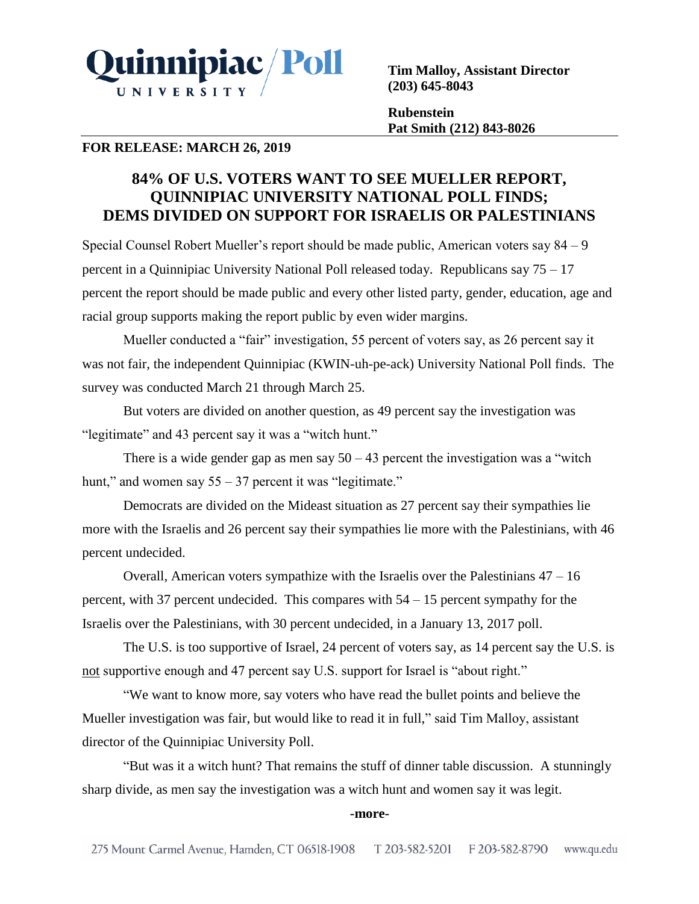Quinnipiac University / Poll

**Tim Malloy, Assistant Director**
**(203) 645-8043**

**Rubenstein**
**Pat Smith (212) 843-8026**

**FOR RELEASE: MARCH 26, 2019**

## 84% OF U.S. VOTERS WANT TO SEE MUELLER REPORT, QUINNIPIAC UNIVERSITY NATIONAL POLL FINDS; DEMS DIVIDED ON SUPPORT FOR ISRAELIS OR PALESTINIANS

Special Counsel Robert Mueller's report should be made public, American voters say 84 – 9 percent in a Quinnipiac University National Poll released today. Republicans say 75 – 17 percent the report should be made public and every other listed party, gender, education, age and racial group supports making the report public by even wider margins.

Mueller conducted a "fair" investigation, 55 percent of voters say, as 26 percent say it was not fair, the independent Quinnipiac (KWIN-uh-pe-ack) University National Poll finds. The survey was conducted March 21 through March 25.

But voters are divided on another question, as 49 percent say the investigation was "legitimate" and 43 percent say it was a "witch hunt."

There is a wide gender gap as men say 50 – 43 percent the investigation was a "witch hunt," and women say 55 – 37 percent it was "legitimate."

Democrats are divided on the Mideast situation as 27 percent say their sympathies lie more with the Israelis and 26 percent say their sympathies lie more with the Palestinians, with 46 percent undecided.

Overall, American voters sympathize with the Israelis over the Palestinians 47 – 16 percent, with 37 percent undecided. This compares with 54 – 15 percent sympathy for the Israelis over the Palestinians, with 30 percent undecided, in a January 13, 2017 poll.

The U.S. is too supportive of Israel, 24 percent of voters say, as 14 percent say the U.S. is not supportive enough and 47 percent say U.S. support for Israel is "about right."

"We want to know more, say voters who have read the bullet points and believe the Mueller investigation was fair, but would like to read it in full," said Tim Malloy, assistant director of the Quinnipiac University Poll.

"But was it a witch hunt? That remains the stuff of dinner table discussion. A stunningly sharp divide, as men say the investigation was a witch hunt and women say it was legit.

**-more-**

275 Mount Carmel Avenue, Hamden, CT 06518-1908 T 203-582-5201 F 203-582-8790 www.qu.edu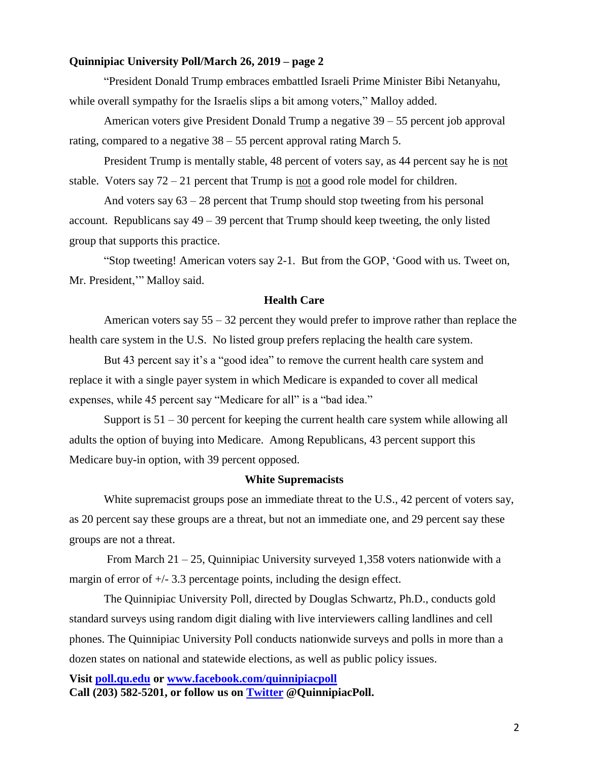**Quinnipiac University Poll/March 26, 2019 – page 2**

"President Donald Trump embraces embattled Israeli Prime Minister Bibi Netanyahu, while overall sympathy for the Israelis slips a bit among voters," Malloy added.

American voters give President Donald Trump a negative 39 – 55 percent job approval rating, compared to a negative 38 – 55 percent approval rating March 5.

President Trump is mentally stable, 48 percent of voters say, as 44 percent say he is not stable. Voters say 72 – 21 percent that Trump is not a good role model for children.

And voters say 63 – 28 percent that Trump should stop tweeting from his personal account. Republicans say 49 – 39 percent that Trump should keep tweeting, the only listed group that supports this practice.

"Stop tweeting! American voters say 2-1. But from the GOP, 'Good with us. Tweet on, Mr. President,'" Malloy said.

## Health Care

American voters say 55 – 32 percent they would prefer to improve rather than replace the health care system in the U.S. No listed group prefers replacing the health care system.

But 43 percent say it's a "good idea" to remove the current health care system and replace it with a single payer system in which Medicare is expanded to cover all medical expenses, while 45 percent say "Medicare for all" is a "bad idea."

Support is 51 – 30 percent for keeping the current health care system while allowing all adults the option of buying into Medicare. Among Republicans, 43 percent support this Medicare buy-in option, with 39 percent opposed.

## White Supremacists

White supremacist groups pose an immediate threat to the U.S., 42 percent of voters say, as 20 percent say these groups are a threat, but not an immediate one, and 29 percent say these groups are not a threat.

From March 21 – 25, Quinnipiac University surveyed 1,358 voters nationwide with a margin of error of +/- 3.3 percentage points, including the design effect.

The Quinnipiac University Poll, directed by Douglas Schwartz, Ph.D., conducts gold standard surveys using random digit dialing with live interviewers calling landlines and cell phones. The Quinnipiac University Poll conducts nationwide surveys and polls in more than a dozen states on national and statewide elections, as well as public policy issues.

**Visit poll.qu.edu or www.facebook.com/quinnipiacpoll**
**Call (203) 582-5201, or follow us on Twitter @QuinnipiacPoll.**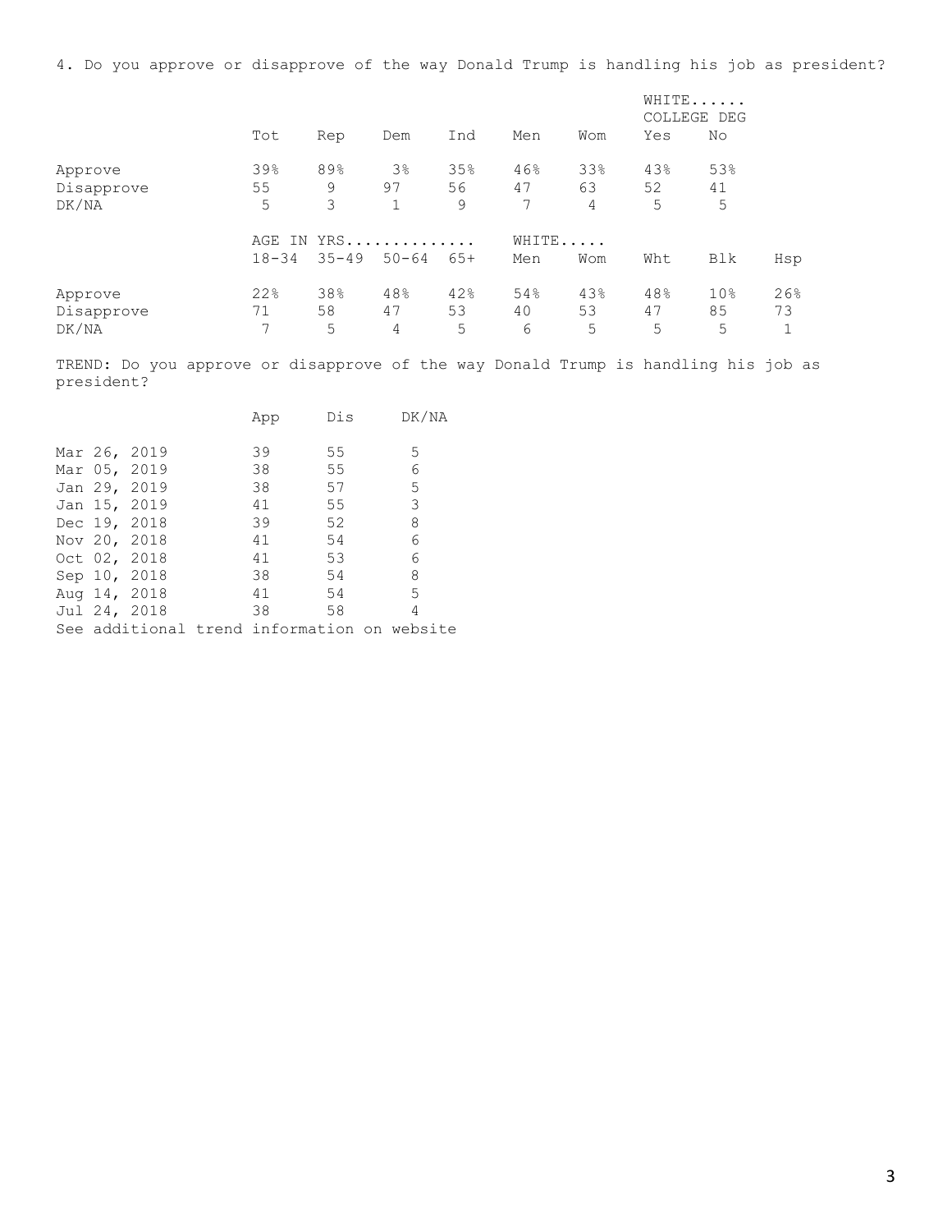4. Do you approve or disapprove of the way Donald Trump is handling his job as president?

| | Tot | Rep | Dem | Ind | Men | Wom | WHITE...... COLLEGE DEG Yes | No |
|---|---|---|---|---|---|---|---|---|
| Approve | 39% | 89% | 3% | 35% | 46% | 33% | 43% | 53% |
| Disapprove | 55 | 9 | 97 | 56 | 47 | 63 | 52 | 41 |
| DK/NA | 5 | 3 | 1 | 9 | 7 | 4 | 5 | 5 |

| | AGE IN YRS.............. | | | | WHITE..... | | | | |
|---|---|---|---|---|---|---|---|---|---|
| | 18-34 | 35-49 | 50-64 | 65+ | Men | Wom | Wht | Blk | Hsp |
| Approve | 22% | 38% | 48% | 42% | 54% | 43% | 48% | 10% | 26% |
| Disapprove | 71 | 58 | 47 | 53 | 40 | 53 | 47 | 85 | 73 |
| DK/NA | 7 | 5 | 4 | 5 | 6 | 5 | 5 | 5 | 1 |

TREND: Do you approve or disapprove of the way Donald Trump is handling his job as president?

| | App | Dis | DK/NA |
|---|---|---|---|
| Mar 26, 2019 | 39 | 55 | 5 |
| Mar 05, 2019 | 38 | 55 | 6 |
| Jan 29, 2019 | 38 | 57 | 5 |
| Jan 15, 2019 | 41 | 55 | 3 |
| Dec 19, 2018 | 39 | 52 | 8 |
| Nov 20, 2018 | 41 | 54 | 6 |
| Oct 02, 2018 | 41 | 53 | 6 |
| Sep 10, 2018 | 38 | 54 | 8 |
| Aug 14, 2018 | 41 | 54 | 5 |
| Jul 24, 2018 | 38 | 58 | 4 |

See additional trend information on website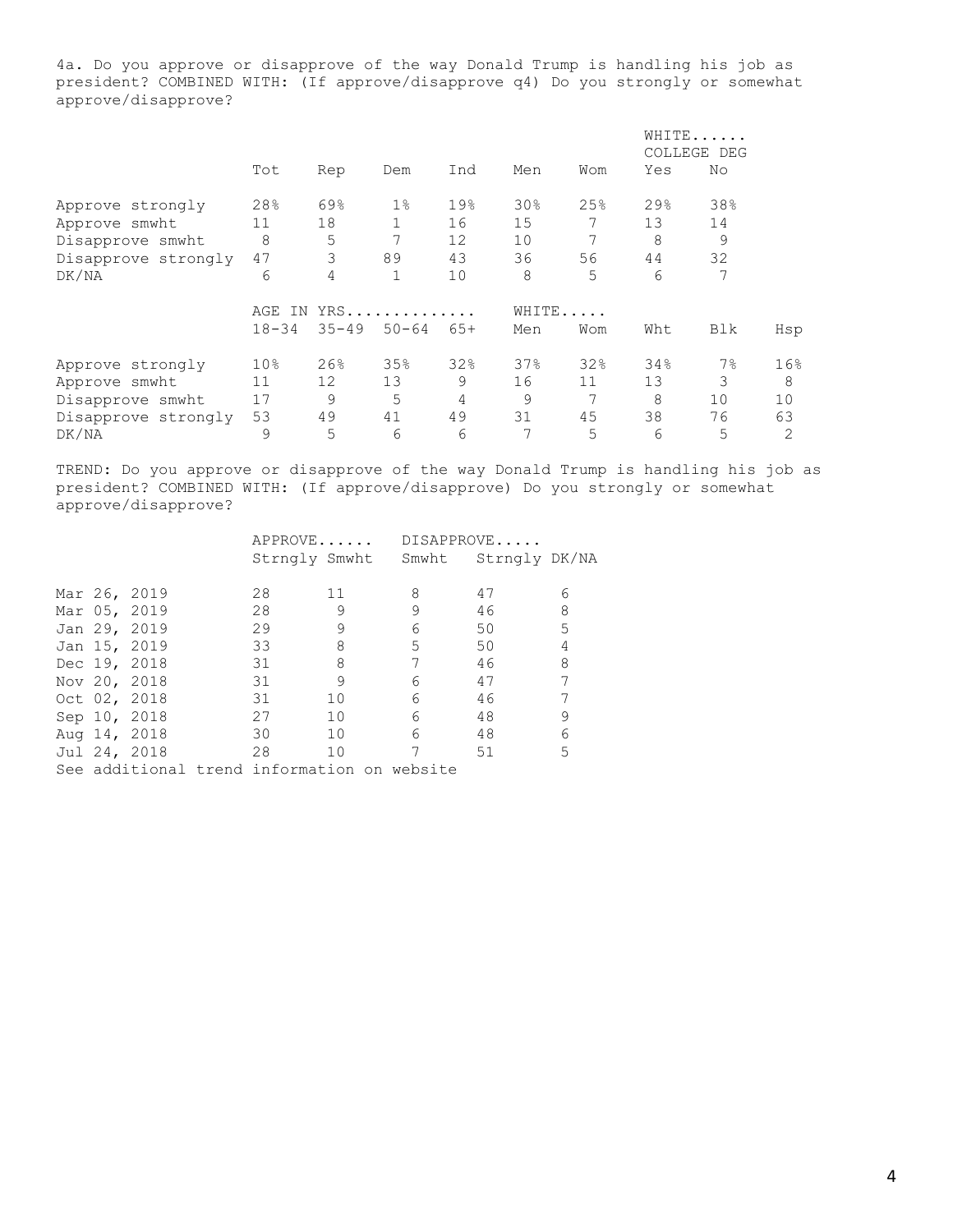4a. Do you approve or disapprove of the way Donald Trump is handling his job as president? COMBINED WITH: (If approve/disapprove q4) Do you strongly or somewhat approve/disapprove?

| | | | | | | | WHITE...... COLLEGE DEG | |
|---|---|---|---|---|---|---|---|---|
| | Tot | Rep | Dem | Ind | Men | Wom | Yes | No |
| Approve strongly | 28% | 69% | 1% | 19% | 30% | 25% | 29% | 38% |
| Approve smwht | 11 | 18 | 1 | 16 | 15 | 7 | 13 | 14 |
| Disapprove smwht | 8 | 5 | 7 | 12 | 10 | 7 | 8 | 9 |
| Disapprove strongly | 47 | 3 | 89 | 43 | 36 | 56 | 44 | 32 |
| DK/NA | 6 | 4 | 1 | 10 | 8 | 5 | 6 | 7 |

| | AGE IN YRS.............. | | | | WHITE..... | | | | |
|---|---|---|---|---|---|---|---|---|---|
| | 18-34 | 35-49 | 50-64 | 65+ | Men | Wom | Wht | Blk | Hsp |
| Approve strongly | 10% | 26% | 35% | 32% | 37% | 32% | 34% | 7% | 16% |
| Approve smwht | 11 | 12 | 13 | 9 | 16 | 11 | 13 | 3 | 8 |
| Disapprove smwht | 17 | 9 | 5 | 4 | 9 | 7 | 8 | 10 | 10 |
| Disapprove strongly | 53 | 49 | 41 | 49 | 31 | 45 | 38 | 76 | 63 |
| DK/NA | 9 | 5 | 6 | 6 | 7 | 5 | 6 | 5 | 2 |

TREND: Do you approve or disapprove of the way Donald Trump is handling his job as president? COMBINED WITH: (If approve/disapprove) Do you strongly or somewhat approve/disapprove?

| | APPROVE...... | | DISAPPROVE..... | | |
|---|---|---|---|---|---|
| | Strngly | Smwht | Smwht | Strngly | DK/NA |
| Mar 26, 2019 | 28 | 11 | 8 | 47 | 6 |
| Mar 05, 2019 | 28 | 9 | 9 | 46 | 8 |
| Jan 29, 2019 | 29 | 9 | 6 | 50 | 5 |
| Jan 15, 2019 | 33 | 8 | 5 | 50 | 4 |
| Dec 19, 2018 | 31 | 8 | 7 | 46 | 8 |
| Nov 20, 2018 | 31 | 9 | 6 | 47 | 7 |
| Oct 02, 2018 | 31 | 10 | 6 | 46 | 7 |
| Sep 10, 2018 | 27 | 10 | 6 | 48 | 9 |
| Aug 14, 2018 | 30 | 10 | 6 | 48 | 6 |
| Jul 24, 2018 | 28 | 10 | 7 | 51 | 5 |

See additional trend information on website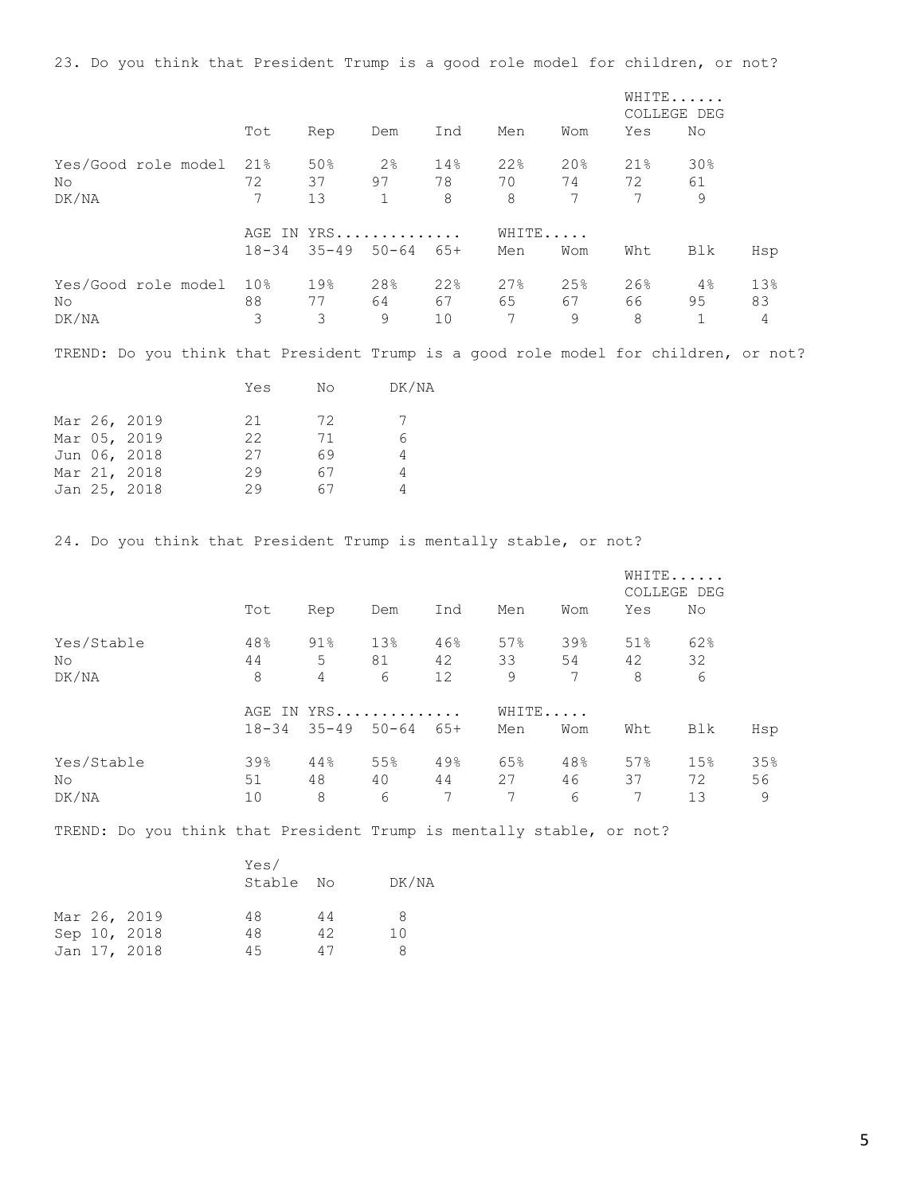23. Do you think that President Trump is a good role model for children, or not?

| | Tot | Rep | Dem | Ind | Men | Wom | WHITE...... COLLEGE DEG Yes | No |
|---|---|---|---|---|---|---|---|---|
| Yes/Good role model | 21% | 50% | 2% | 14% | 22% | 20% | 21% | 30% |
| No | 72 | 37 | 97 | 78 | 70 | 74 | 72 | 61 |
| DK/NA | 7 | 13 | 1 | 8 | 8 | 7 | 7 | 9 |

| | AGE IN YRS.............. 18-34 | 35-49 | 50-64 | 65+ | WHITE..... Men | Wom | Wht | Blk | Hsp |
|---|---|---|---|---|---|---|---|---|---|
| Yes/Good role model | 10% | 19% | 28% | 22% | 27% | 25% | 26% | 4% | 13% |
| No | 88 | 77 | 64 | 67 | 65 | 67 | 66 | 95 | 83 |
| DK/NA | 3 | 3 | 9 | 10 | 7 | 9 | 8 | 1 | 4 |

TREND: Do you think that President Trump is a good role model for children, or not?

| | Yes | No | DK/NA |
|---|---|---|---|
| Mar 26, 2019 | 21 | 72 | 7 |
| Mar 05, 2019 | 22 | 71 | 6 |
| Jun 06, 2018 | 27 | 69 | 4 |
| Mar 21, 2018 | 29 | 67 | 4 |
| Jan 25, 2018 | 29 | 67 | 4 |

24. Do you think that President Trump is mentally stable, or not?

| | Tot | Rep | Dem | Ind | Men | Wom | WHITE...... COLLEGE DEG Yes | No |
|---|---|---|---|---|---|---|---|---|
| Yes/Stable | 48% | 91% | 13% | 46% | 57% | 39% | 51% | 62% |
| No | 44 | 5 | 81 | 42 | 33 | 54 | 42 | 32 |
| DK/NA | 8 | 4 | 6 | 12 | 9 | 7 | 8 | 6 |

| | AGE IN YRS.............. 18-34 | 35-49 | 50-64 | 65+ | WHITE..... Men | Wom | Wht | Blk | Hsp |
|---|---|---|---|---|---|---|---|---|---|
| Yes/Stable | 39% | 44% | 55% | 49% | 65% | 48% | 57% | 15% | 35% |
| No | 51 | 48 | 40 | 44 | 27 | 46 | 37 | 72 | 56 |
| DK/NA | 10 | 8 | 6 | 7 | 7 | 6 | 7 | 13 | 9 |

TREND: Do you think that President Trump is mentally stable, or not?

| | Yes/ Stable | No | DK/NA |
|---|---|---|---|
| Mar 26, 2019 | 48 | 44 | 8 |
| Sep 10, 2018 | 48 | 42 | 10 |
| Jan 17, 2018 | 45 | 47 | 8 |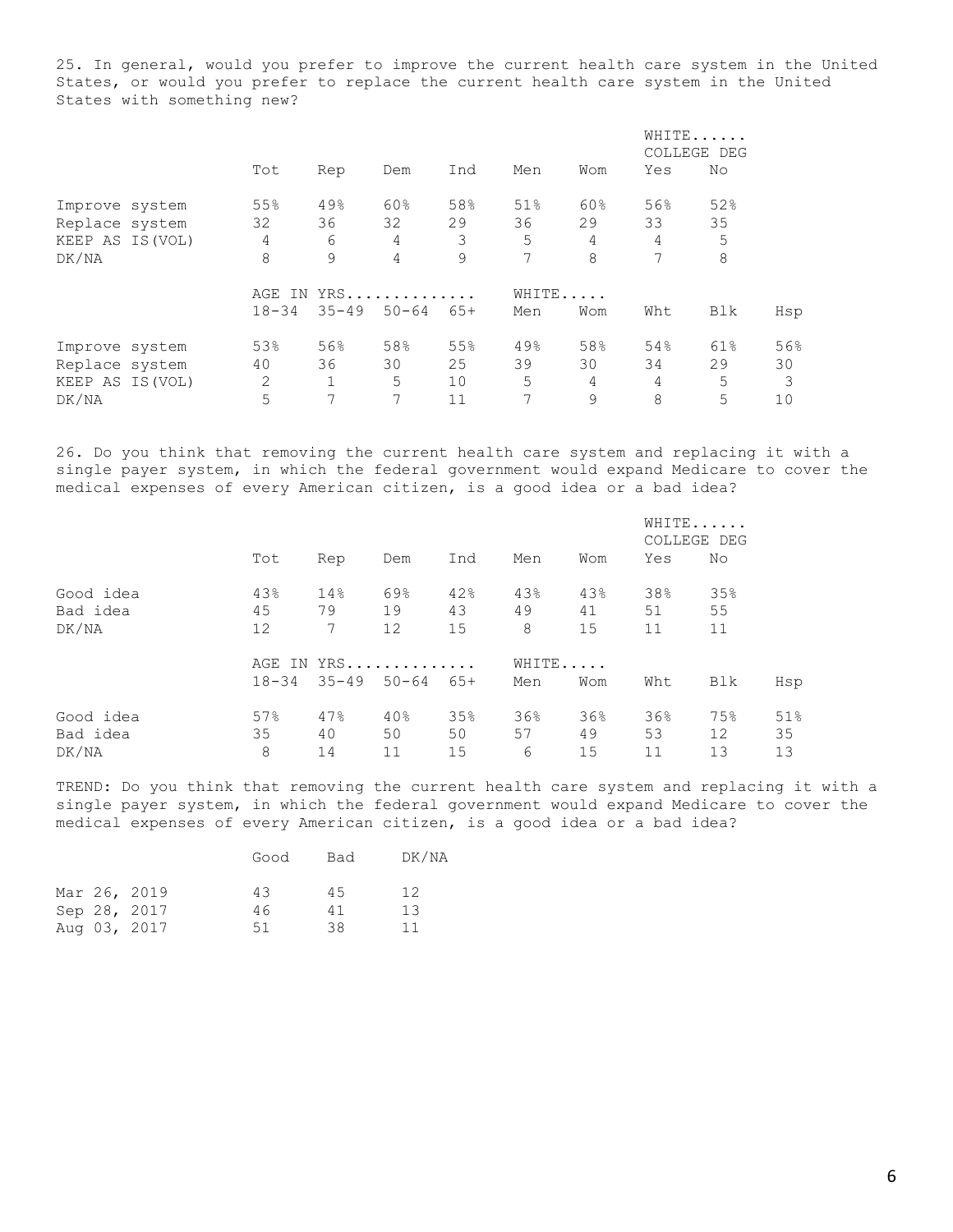25. In general, would you prefer to improve the current health care system in the United States, or would you prefer to replace the current health care system in the United States with something new?

| | Tot | Rep | Dem | Ind | Men | Wom | WHITE...... COLLEGE DEG Yes | No |
|---|---|---|---|---|---|---|---|---|
| Improve system | 55% | 49% | 60% | 58% | 51% | 60% | 56% | 52% |
| Replace system | 32 | 36 | 32 | 29 | 36 | 29 | 33 | 35 |
| KEEP AS IS(VOL) | 4 | 6 | 4 | 3 | 5 | 4 | 4 | 5 |
| DK/NA | 8 | 9 | 4 | 9 | 7 | 8 | 7 | 8 |

| | AGE IN YRS............. 18-34 | 35-49 | 50-64 | 65+ | WHITE..... Men | Wom | Wht | Blk | Hsp |
|---|---|---|---|---|---|---|---|---|---|
| Improve system | 53% | 56% | 58% | 55% | 49% | 58% | 54% | 61% | 56% |
| Replace system | 40 | 36 | 30 | 25 | 39 | 30 | 34 | 29 | 30 |
| KEEP AS IS(VOL) | 2 | 1 | 5 | 10 | 5 | 4 | 4 | 5 | 3 |
| DK/NA | 5 | 7 | 7 | 11 | 7 | 9 | 8 | 5 | 10 |

26. Do you think that removing the current health care system and replacing it with a single payer system, in which the federal government would expand Medicare to cover the medical expenses of every American citizen, is a good idea or a bad idea?

| | Tot | Rep | Dem | Ind | Men | Wom | WHITE...... COLLEGE DEG Yes | No |
|---|---|---|---|---|---|---|---|---|
| Good idea | 43% | 14% | 69% | 42% | 43% | 43% | 38% | 35% |
| Bad idea | 45 | 79 | 19 | 43 | 49 | 41 | 51 | 55 |
| DK/NA | 12 | 7 | 12 | 15 | 8 | 15 | 11 | 11 |

| | AGE IN YRS............. 18-34 | 35-49 | 50-64 | 65+ | WHITE..... Men | Wom | Wht | Blk | Hsp |
|---|---|---|---|---|---|---|---|---|---|
| Good idea | 57% | 47% | 40% | 35% | 36% | 36% | 36% | 75% | 51% |
| Bad idea | 35 | 40 | 50 | 50 | 57 | 49 | 53 | 12 | 35 |
| DK/NA | 8 | 14 | 11 | 15 | 6 | 15 | 11 | 13 | 13 |

TREND: Do you think that removing the current health care system and replacing it with a single payer system, in which the federal government would expand Medicare to cover the medical expenses of every American citizen, is a good idea or a bad idea?

| | Good | Bad | DK/NA |
|---|---|---|---|
| Mar 26, 2019 | 43 | 45 | 12 |
| Sep 28, 2017 | 46 | 41 | 13 |
| Aug 03, 2017 | 51 | 38 | 11 |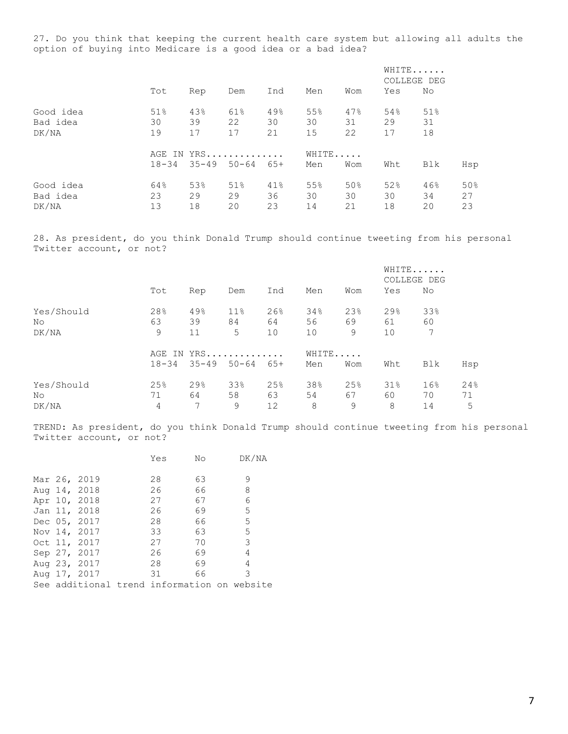27. Do you think that keeping the current health care system but allowing all adults the option of buying into Medicare is a good idea or a bad idea?

| | Tot | Rep | Dem | Ind | Men | Wom | WHITE...... COLLEGE DEG Yes | No |
|---|---|---|---|---|---|---|---|---|
| Good idea | 51% | 43% | 61% | 49% | 55% | 47% | 54% | 51% |
| Bad idea | 30 | 39 | 22 | 30 | 30 | 31 | 29 | 31 |
| DK/NA | 19 | 17 | 17 | 21 | 15 | 22 | 17 | 18 |

| | AGE IN YRS.............. 18-34 | 35-49 | 50-64 | 65+ | WHITE..... Men | Wom | Wht | Blk | Hsp |
|---|---|---|---|---|---|---|---|---|---|
| Good idea | 64% | 53% | 51% | 41% | 55% | 50% | 52% | 46% | 50% |
| Bad idea | 23 | 29 | 29 | 36 | 30 | 30 | 30 | 34 | 27 |
| DK/NA | 13 | 18 | 20 | 23 | 14 | 21 | 18 | 20 | 23 |

28. As president, do you think Donald Trump should continue tweeting from his personal Twitter account, or not?

| | Tot | Rep | Dem | Ind | Men | Wom | WHITE...... COLLEGE DEG Yes | No |
|---|---|---|---|---|---|---|---|---|
| Yes/Should | 28% | 49% | 11% | 26% | 34% | 23% | 29% | 33% |
| No | 63 | 39 | 84 | 64 | 56 | 69 | 61 | 60 |
| DK/NA | 9 | 11 | 5 | 10 | 10 | 9 | 10 | 7 |

| | AGE IN YRS.............. 18-34 | 35-49 | 50-64 | 65+ | WHITE..... Men | Wom | Wht | Blk | Hsp |
|---|---|---|---|---|---|---|---|---|---|
| Yes/Should | 25% | 29% | 33% | 25% | 38% | 25% | 31% | 16% | 24% |
| No | 71 | 64 | 58 | 63 | 54 | 67 | 60 | 70 | 71 |
| DK/NA | 4 | 7 | 9 | 12 | 8 | 9 | 8 | 14 | 5 |

TREND: As president, do you think Donald Trump should continue tweeting from his personal Twitter account, or not?

| | Yes | No | DK/NA |
|---|---|---|---|
| Mar 26, 2019 | 28 | 63 | 9 |
| Aug 14, 2018 | 26 | 66 | 8 |
| Apr 10, 2018 | 27 | 67 | 6 |
| Jan 11, 2018 | 26 | 69 | 5 |
| Dec 05, 2017 | 28 | 66 | 5 |
| Nov 14, 2017 | 33 | 63 | 5 |
| Oct 11, 2017 | 27 | 70 | 3 |
| Sep 27, 2017 | 26 | 69 | 4 |
| Aug 23, 2017 | 28 | 69 | 4 |
| Aug 17, 2017 | 31 | 66 | 3 |

See additional trend information on website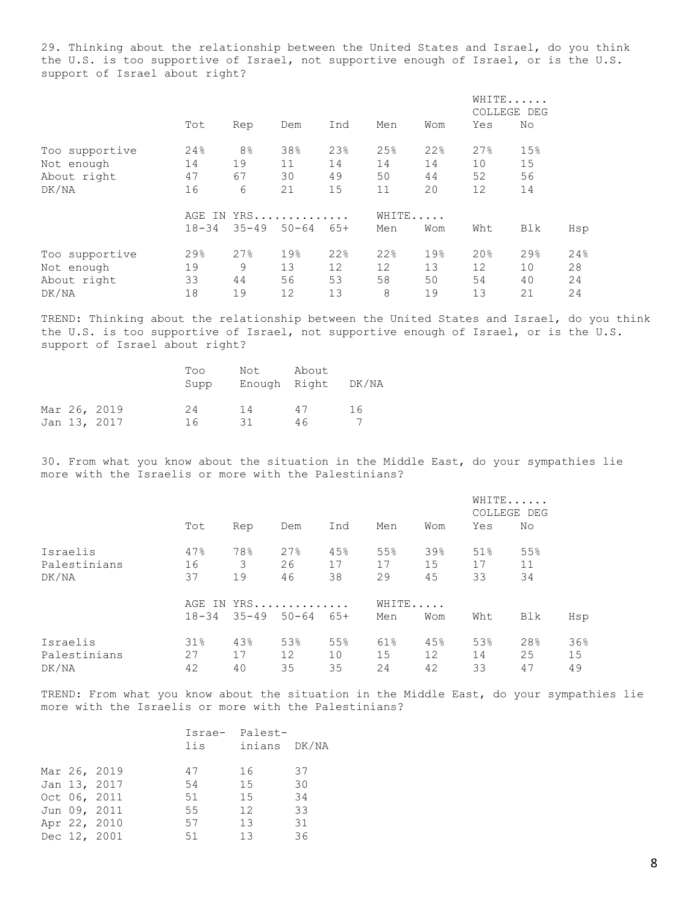29. Thinking about the relationship between the United States and Israel, do you think the U.S. is too supportive of Israel, not supportive enough of Israel, or is the U.S. support of Israel about right?

| | Tot | Rep | Dem | Ind | Men | Wom | WHITE...... COLLEGE DEG Yes | No |
|---|---|---|---|---|---|---|---|---|
| Too supportive | 24% | 8% | 38% | 23% | 25% | 22% | 27% | 15% |
| Not enough | 14 | 19 | 11 | 14 | 14 | 14 | 10 | 15 |
| About right | 47 | 67 | 30 | 49 | 50 | 44 | 52 | 56 |
| DK/NA | 16 | 6 | 21 | 15 | 11 | 20 | 12 | 14 |

| | AGE IN YRS.............. | | | | WHITE..... | | | | |
|---|---|---|---|---|---|---|---|---|---|
| | 18-34 | 35-49 | 50-64 | 65+ | Men | Wom | Wht | Blk | Hsp |
| Too supportive | 29% | 27% | 19% | 22% | 22% | 19% | 20% | 29% | 24% |
| Not enough | 19 | 9 | 13 | 12 | 12 | 13 | 12 | 10 | 28 |
| About right | 33 | 44 | 56 | 53 | 58 | 50 | 54 | 40 | 24 |
| DK/NA | 18 | 19 | 12 | 13 | 8 | 19 | 13 | 21 | 24 |

TREND: Thinking about the relationship between the United States and Israel, do you think the U.S. is too supportive of Israel, not supportive enough of Israel, or is the U.S. support of Israel about right?

| | Too Supp | Not Enough | About Right | DK/NA |
|---|---|---|---|---|
| Mar 26, 2019 | 24 | 14 | 47 | 16 |
| Jan 13, 2017 | 16 | 31 | 46 | 7 |

30. From what you know about the situation in the Middle East, do your sympathies lie more with the Israelis or more with the Palestinians?

| | Tot | Rep | Dem | Ind | Men | Wom | WHITE...... COLLEGE DEG Yes | No |
|---|---|---|---|---|---|---|---|---|
| Israelis | 47% | 78% | 27% | 45% | 55% | 39% | 51% | 55% |
| Palestinians | 16 | 3 | 26 | 17 | 17 | 15 | 17 | 11 |
| DK/NA | 37 | 19 | 46 | 38 | 29 | 45 | 33 | 34 |

| | AGE IN YRS.............. | | | | WHITE..... | | | | |
|---|---|---|---|---|---|---|---|---|---|
| | 18-34 | 35-49 | 50-64 | 65+ | Men | Wom | Wht | Blk | Hsp |
| Israelis | 31% | 43% | 53% | 55% | 61% | 45% | 53% | 28% | 36% |
| Palestinians | 27 | 17 | 12 | 10 | 15 | 12 | 14 | 25 | 15 |
| DK/NA | 42 | 40 | 35 | 35 | 24 | 42 | 33 | 47 | 49 |

TREND: From what you know about the situation in the Middle East, do your sympathies lie more with the Israelis or more with the Palestinians?

| | Israelis | Palestinians | DK/NA |
|---|---|---|---|
| Mar 26, 2019 | 47 | 16 | 37 |
| Jan 13, 2017 | 54 | 15 | 30 |
| Oct 06, 2011 | 51 | 15 | 34 |
| Jun 09, 2011 | 55 | 12 | 33 |
| Apr 22, 2010 | 57 | 13 | 31 |
| Dec 12, 2001 | 51 | 13 | 36 |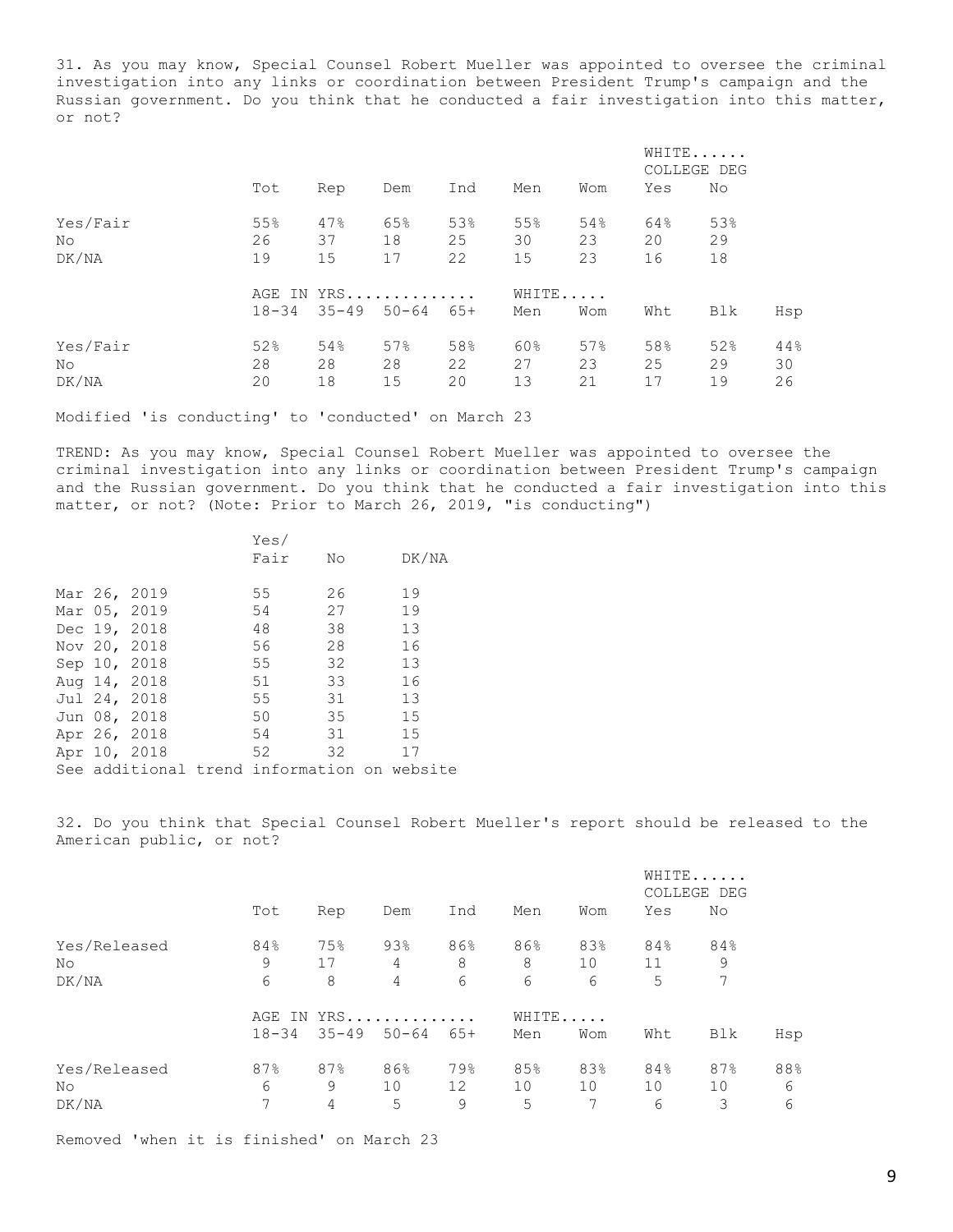31. As you may know, Special Counsel Robert Mueller was appointed to oversee the criminal investigation into any links or coordination between President Trump's campaign and the Russian government. Do you think that he conducted a fair investigation into this matter, or not?

| | Tot | Rep | Dem | Ind | Men | Wom | WHITE...... COLLEGE DEG Yes | No |
|---|---|---|---|---|---|---|---|---|
| Yes/Fair | 55% | 47% | 65% | 53% | 55% | 54% | 64% | 53% |
| No | 26 | 37 | 18 | 25 | 30 | 23 | 20 | 29 |
| DK/NA | 19 | 15 | 17 | 22 | 15 | 23 | 16 | 18 |

| | AGE IN YRS.............. 18-34 | 35-49 | 50-64 | 65+ | WHITE..... Men | Wom | Wht | Blk | Hsp |
|---|---|---|---|---|---|---|---|---|---|
| Yes/Fair | 52% | 54% | 57% | 58% | 60% | 57% | 58% | 52% | 44% |
| No | 28 | 28 | 28 | 22 | 27 | 23 | 25 | 29 | 30 |
| DK/NA | 20 | 18 | 15 | 20 | 13 | 21 | 17 | 19 | 26 |

Modified 'is conducting' to 'conducted' on March 23

TREND: As you may know, Special Counsel Robert Mueller was appointed to oversee the criminal investigation into any links or coordination between President Trump's campaign and the Russian government. Do you think that he conducted a fair investigation into this matter, or not? (Note: Prior to March 26, 2019, "is conducting")

| | Yes/ Fair | No | DK/NA |
|---|---|---|---|
| Mar 26, 2019 | 55 | 26 | 19 |
| Mar 05, 2019 | 54 | 27 | 19 |
| Dec 19, 2018 | 48 | 38 | 13 |
| Nov 20, 2018 | 56 | 28 | 16 |
| Sep 10, 2018 | 55 | 32 | 13 |
| Aug 14, 2018 | 51 | 33 | 16 |
| Jul 24, 2018 | 55 | 31 | 13 |
| Jun 08, 2018 | 50 | 35 | 15 |
| Apr 26, 2018 | 54 | 31 | 15 |
| Apr 10, 2018 | 52 | 32 | 17 |

See additional trend information on website

32. Do you think that Special Counsel Robert Mueller's report should be released to the American public, or not?

| | Tot | Rep | Dem | Ind | Men | Wom | WHITE...... COLLEGE DEG Yes | No |
|---|---|---|---|---|---|---|---|---|
| Yes/Released | 84% | 75% | 93% | 86% | 86% | 83% | 84% | 84% |
| No | 9 | 17 | 4 | 8 | 8 | 10 | 11 | 9 |
| DK/NA | 6 | 8 | 4 | 6 | 6 | 6 | 5 | 7 |

| | AGE IN YRS.............. 18-34 | 35-49 | 50-64 | 65+ | WHITE..... Men | Wom | Wht | Blk | Hsp |
|---|---|---|---|---|---|---|---|---|---|
| Yes/Released | 87% | 87% | 86% | 79% | 85% | 83% | 84% | 87% | 88% |
| No | 6 | 9 | 10 | 12 | 10 | 10 | 10 | 10 | 6 |
| DK/NA | 7 | 4 | 5 | 9 | 5 | 7 | 6 | 3 | 6 |

Removed 'when it is finished' on March 23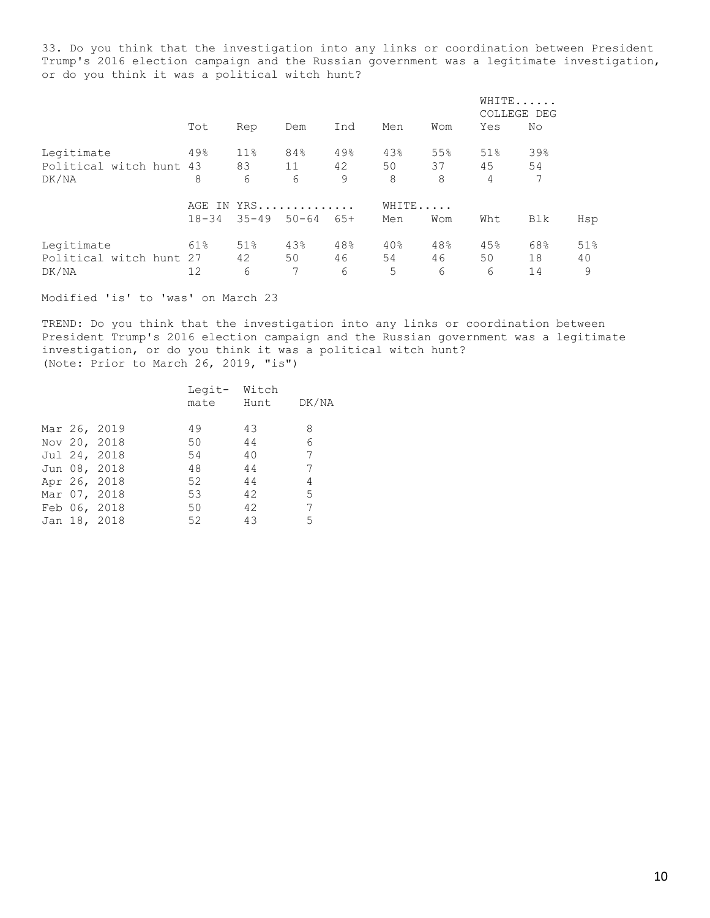33. Do you think that the investigation into any links or coordination between President Trump's 2016 election campaign and the Russian government was a legitimate investigation, or do you think it was a political witch hunt?

| | Tot | Rep | Dem | Ind | Men | Wom | WHITE...... COLLEGE DEG Yes | No |
|---|---|---|---|---|---|---|---|---|
| Legitimate | 49% | 11% | 84% | 49% | 43% | 55% | 51% | 39% |
| Political witch hunt | 43 | 83 | 11 | 42 | 50 | 37 | 45 | 54 |
| DK/NA | 8 | 6 | 6 | 9 | 8 | 8 | 4 | 7 |

| | AGE IN YRS.............. 18-34 | 35-49 | 50-64 | 65+ | WHITE..... Men | Wom | Wht | Blk | Hsp |
|---|---|---|---|---|---|---|---|---|---|
| Legitimate | 61% | 51% | 43% | 48% | 40% | 48% | 45% | 68% | 51% |
| Political witch hunt | 27 | 42 | 50 | 46 | 54 | 46 | 50 | 18 | 40 |
| DK/NA | 12 | 6 | 7 | 6 | 5 | 6 | 6 | 14 | 9 |

Modified 'is' to 'was' on March 23

TREND: Do you think that the investigation into any links or coordination between President Trump's 2016 election campaign and the Russian government was a legitimate investigation, or do you think it was a political witch hunt?
(Note: Prior to March 26, 2019, "is")

| | Legit-mate | Witch Hunt | DK/NA |
|---|---|---|---|
| Mar 26, 2019 | 49 | 43 | 8 |
| Nov 20, 2018 | 50 | 44 | 6 |
| Jul 24, 2018 | 54 | 40 | 7 |
| Jun 08, 2018 | 48 | 44 | 7 |
| Apr 26, 2018 | 52 | 44 | 4 |
| Mar 07, 2018 | 53 | 42 | 5 |
| Feb 06, 2018 | 50 | 42 | 7 |
| Jan 18, 2018 | 52 | 43 | 5 |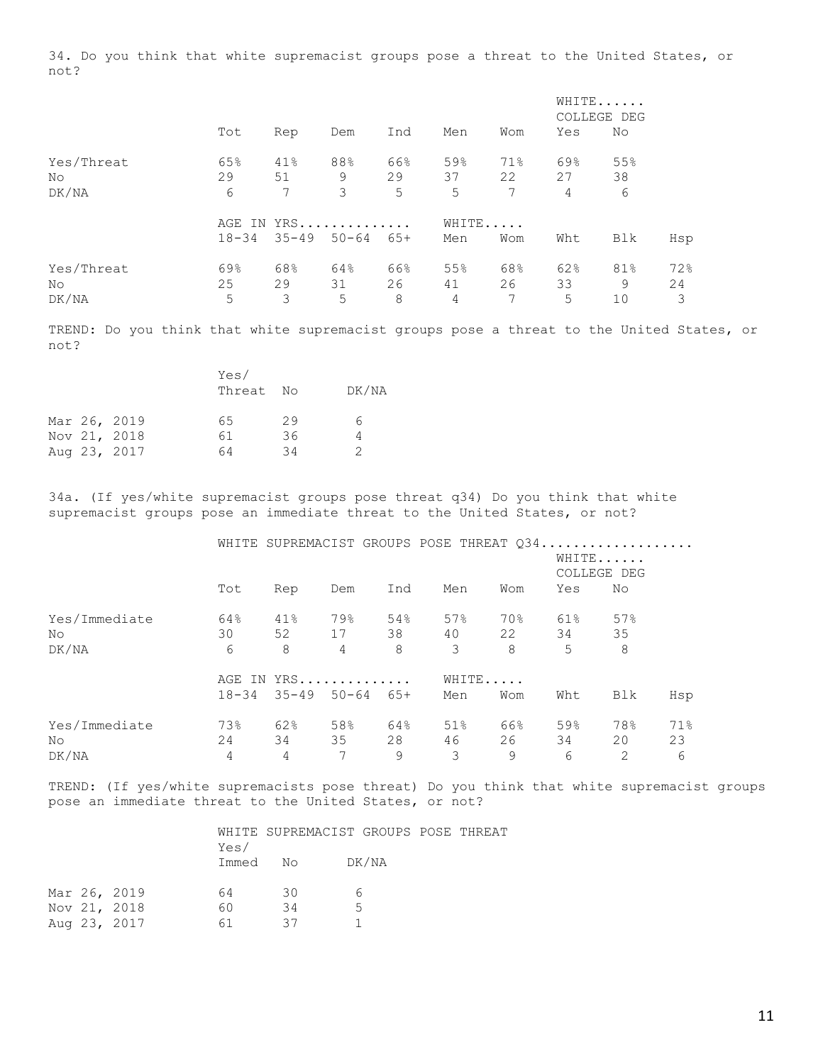34. Do you think that white supremacist groups pose a threat to the United States, or not?

| | | | | | | | WHITE...... COLLEGE DEG | |
|---|---|---|---|---|---|---|---|---|
| | Tot | Rep | Dem | Ind | Men | Wom | Yes | No |
| Yes/Threat | 65% | 41% | 88% | 66% | 59% | 71% | 69% | 55% |
| No | 29 | 51 | 9 | 29 | 37 | 22 | 27 | 38 |
| DK/NA | 6 | 7 | 3 | 5 | 5 | 7 | 4 | 6 |

| | AGE IN YRS.............. | | | | WHITE..... | | | | |
|---|---|---|---|---|---|---|---|---|---|
| | 18-34 | 35-49 | 50-64 | 65+ | Men | Wom | Wht | Blk | Hsp |
| Yes/Threat | 69% | 68% | 64% | 66% | 55% | 68% | 62% | 81% | 72% |
| No | 25 | 29 | 31 | 26 | 41 | 26 | 33 | 9 | 24 |
| DK/NA | 5 | 3 | 5 | 8 | 4 | 7 | 5 | 10 | 3 |

TREND: Do you think that white supremacist groups pose a threat to the United States, or not?

| | Yes/ Threat | No | DK/NA |
|---|---|---|---|
| Mar 26, 2019 | 65 | 29 | 6 |
| Nov 21, 2018 | 61 | 36 | 4 |
| Aug 23, 2017 | 64 | 34 | 2 |

34a. (If yes/white supremacist groups pose threat q34) Do you think that white supremacist groups pose an immediate threat to the United States, or not?

| | WHITE SUPREMACIST GROUPS POSE THREAT Q34................... | | | | | | | |
|---|---|---|---|---|---|---|---|---|
| | | | | | | | WHITE...... COLLEGE DEG | |
| | Tot | Rep | Dem | Ind | Men | Wom | Yes | No |
| Yes/Immediate | 64% | 41% | 79% | 54% | 57% | 70% | 61% | 57% |
| No | 30 | 52 | 17 | 38 | 40 | 22 | 34 | 35 |
| DK/NA | 6 | 8 | 4 | 8 | 3 | 8 | 5 | 8 |

| | AGE IN YRS.............. | | | | WHITE..... | | | | |
|---|---|---|---|---|---|---|---|---|---|
| | 18-34 | 35-49 | 50-64 | 65+ | Men | Wom | Wht | Blk | Hsp |
| Yes/Immediate | 73% | 62% | 58% | 64% | 51% | 66% | 59% | 78% | 71% |
| No | 24 | 34 | 35 | 28 | 46 | 26 | 34 | 20 | 23 |
| DK/NA | 4 | 4 | 7 | 9 | 3 | 9 | 6 | 2 | 6 |

TREND: (If yes/white supremacists pose threat) Do you think that white supremacist groups pose an immediate threat to the United States, or not?

| | WHITE SUPREMACIST GROUPS POSE THREAT | | |
|---|---|---|---|
| | Yes/ Immed | No | DK/NA |
| Mar 26, 2019 | 64 | 30 | 6 |
| Nov 21, 2018 | 60 | 34 | 5 |
| Aug 23, 2017 | 61 | 37 | 1 |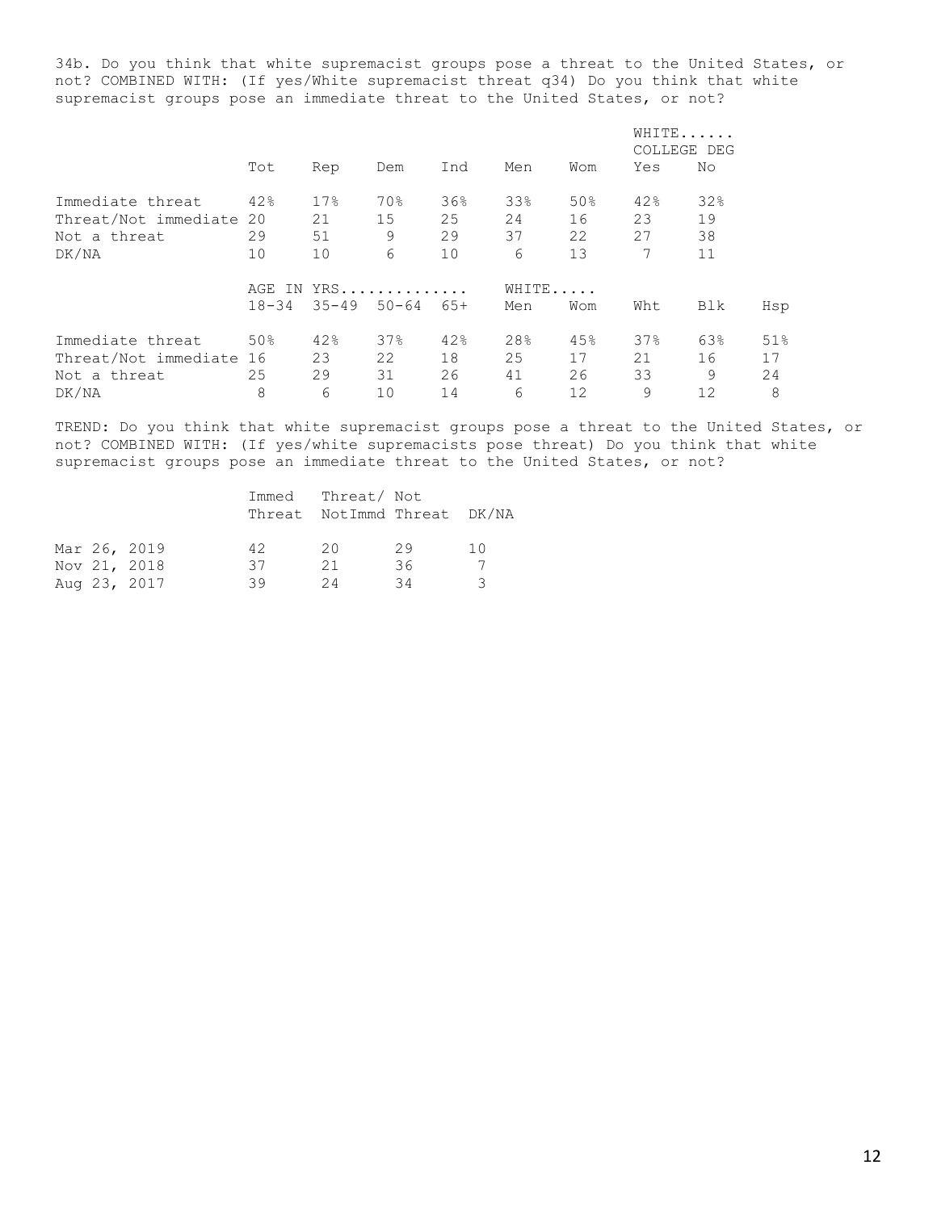34b. Do you think that white supremacist groups pose a threat to the United States, or not? COMBINED WITH: (If yes/White supremacist threat q34) Do you think that white supremacist groups pose an immediate threat to the United States, or not?

| | | | | | | | WHITE...... COLLEGE DEG | |
|---|---|---|---|---|---|---|---|---|
| | Tot | Rep | Dem | Ind | Men | Wom | Yes | No |
| Immediate threat | 42% | 17% | 70% | 36% | 33% | 50% | 42% | 32% |
| Threat/Not immediate | 20 | 21 | 15 | 25 | 24 | 16 | 23 | 19 |
| Not a threat | 29 | 51 | 9 | 29 | 37 | 22 | 27 | 38 |
| DK/NA | 10 | 10 | 6 | 10 | 6 | 13 | 7 | 11 |

| | AGE IN YRS.............. | | | | WHITE..... | | | | |
|---|---|---|---|---|---|---|---|---|---|
| | 18-34 | 35-49 | 50-64 | 65+ | Men | Wom | Wht | Blk | Hsp |
| Immediate threat | 50% | 42% | 37% | 42% | 28% | 45% | 37% | 63% | 51% |
| Threat/Not immediate | 16 | 23 | 22 | 18 | 25 | 17 | 21 | 16 | 17 |
| Not a threat | 25 | 29 | 31 | 26 | 41 | 26 | 33 | 9 | 24 |
| DK/NA | 8 | 6 | 10 | 14 | 6 | 12 | 9 | 12 | 8 |

TREND: Do you think that white supremacist groups pose a threat to the United States, or not? COMBINED WITH: (If yes/white supremacists pose threat) Do you think that white supremacist groups pose an immediate threat to the United States, or not?

| | Immed Threat | Threat/ NotImmd | Not Threat | DK/NA |
|---|---|---|---|---|
| Mar 26, 2019 | 42 | 20 | 29 | 10 |
| Nov 21, 2018 | 37 | 21 | 36 | 7 |
| Aug 23, 2017 | 39 | 24 | 34 | 3 |